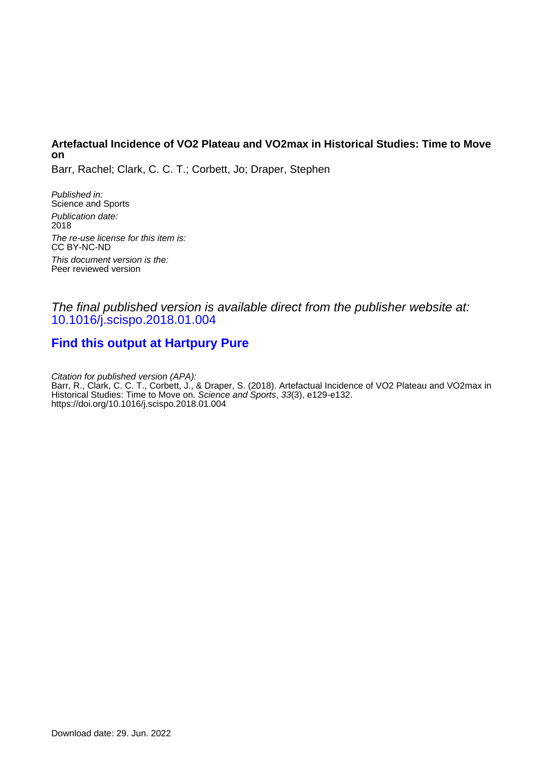**Artefactual Incidence of VO2 Plateau and VO2max in Historical Studies: Time to Move on**

Barr, Rachel; Clark, C. C. T.; Corbett, Jo; Draper, Stephen

*Published in:*
Science and Sports

*Publication date:*
2018

*The re-use license for this item is:*
CC BY-NC-ND

*This document version is the:*
Peer reviewed version

*The final published version is available direct from the publisher website at:*
[10.1016/j.scispo.2018.01.004](https://doi.org/10.1016/j.scispo.2018.01.004)

**[Find this output at Hartpury Pure]**

*Citation for published version (APA):*
Barr, R., Clark, C. C. T., Corbett, J., & Draper, S. (2018). Artefactual Incidence of VO2 Plateau and VO2max in Historical Studies: Time to Move on. *Science and Sports*, *33*(3), e129-e132.
https://doi.org/10.1016/j.scispo.2018.01.004

Download date: 29. Jun. 2022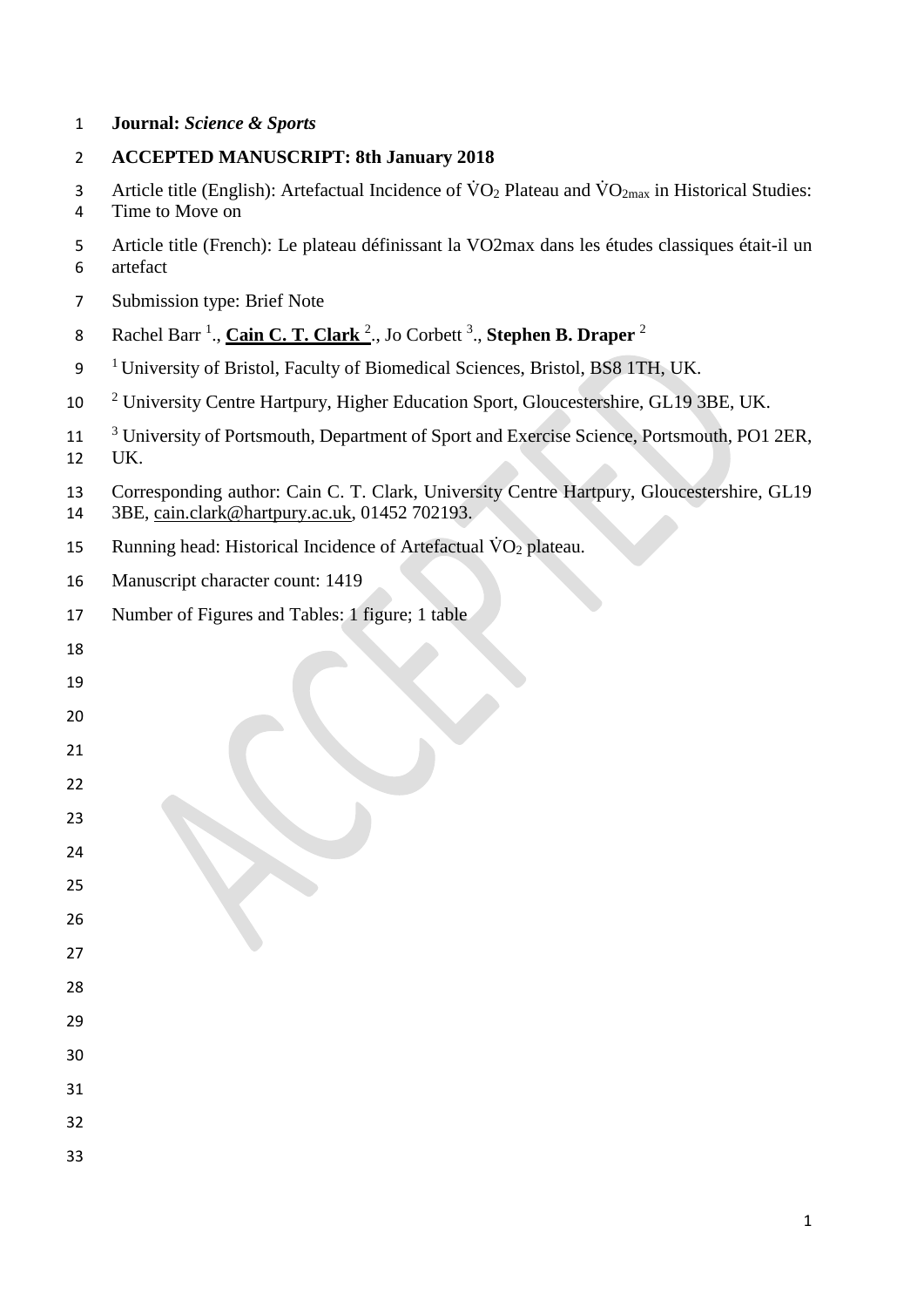**Journal:** *Science & Sports*

**ACCEPTED MANUSCRIPT: 8th January 2018**

Article title (English): Artefactual Incidence of $\dot{V}O_2$ Plateau and $\dot{V}O_{2max}$ in Historical Studies: Time to Move on

Article title (French): Le plateau définissant la VO2max dans les études classiques était-il un artefact

Submission type: Brief Note

Rachel Barr [1]., **Cain C. T. Clark** [2]., Jo Corbett [3]., **Stephen B. Draper** [2]

[1] University of Bristol, Faculty of Biomedical Sciences, Bristol, BS8 1TH, UK.

[2] University Centre Hartpury, Higher Education Sport, Gloucestershire, GL19 3BE, UK.

[3] University of Portsmouth, Department of Sport and Exercise Science, Portsmouth, PO1 2ER, UK.

Corresponding author: Cain C. T. Clark, University Centre Hartpury, Gloucestershire, GL19 3BE, cain.clark@hartpury.ac.uk, 01452 702193.

Running head: Historical Incidence of Artefactual $\dot{V}O_2$ plateau.

Manuscript character count: 1419

Number of Figures and Tables: 1 figure; 1 table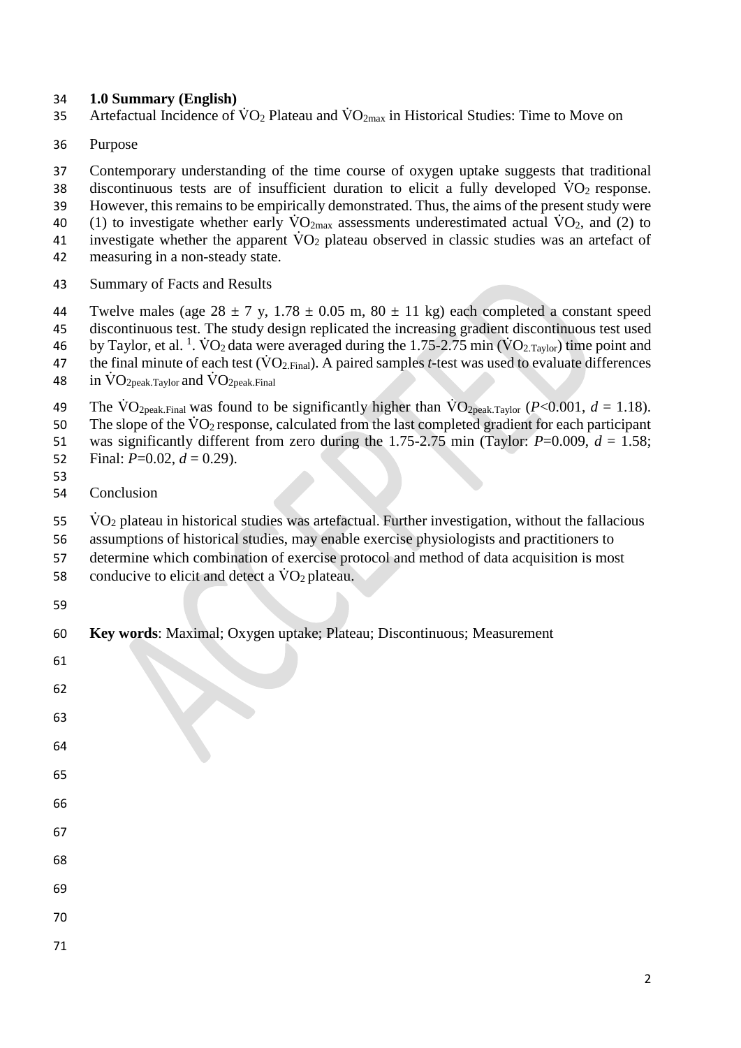## 1.0 Summary (English)

Artefactual Incidence of $\dot{V}O_2$ Plateau and $\dot{V}O_{2max}$ in Historical Studies: Time to Move on

Purpose

Contemporary understanding of the time course of oxygen uptake suggests that traditional discontinuous tests are of insufficient duration to elicit a fully developed $\dot{V}O_2$ response. However, this remains to be empirically demonstrated. Thus, the aims of the present study were (1) to investigate whether early $\dot{V}O_{2max}$ assessments underestimated actual $\dot{V}O_2$, and (2) to investigate whether the apparent $\dot{V}O_2$ plateau observed in classic studies was an artefact of measuring in a non-steady state.

Summary of Facts and Results

Twelve males (age 28 ± 7 y, 1.78 ± 0.05 m, 80 ± 11 kg) each completed a constant speed discontinuous test. The study design replicated the increasing gradient discontinuous test used by Taylor, et al. [1]. $\dot{V}O_2$ data were averaged during the 1.75-2.75 min ($\dot{V}O_{2.Taylor}$) time point and the final minute of each test ($\dot{V}O_{2.Final}$). A paired samples *t*-test was used to evaluate differences in $\dot{V}O_{2peak.Taylor}$ and $\dot{V}O_{2peak.Final}$

The $\dot{V}O_{2peak.Final}$ was found to be significantly higher than $\dot{V}O_{2peak.Taylor}$ ($P$<0.001, $d$ = 1.18). The slope of the $\dot{V}O_2$ response, calculated from the last completed gradient for each participant was significantly different from zero during the 1.75-2.75 min (Taylor: $P$=0.009, $d$ = 1.58; Final: $P$=0.02, $d$ = 0.29).

Conclusion

$\dot{V}O_2$ plateau in historical studies was artefactual. Further investigation, without the fallacious assumptions of historical studies, may enable exercise physiologists and practitioners to determine which combination of exercise protocol and method of data acquisition is most conducive to elicit and detect a $\dot{V}O_2$ plateau.

**Key words**: Maximal; Oxygen uptake; Plateau; Discontinuous; Measurement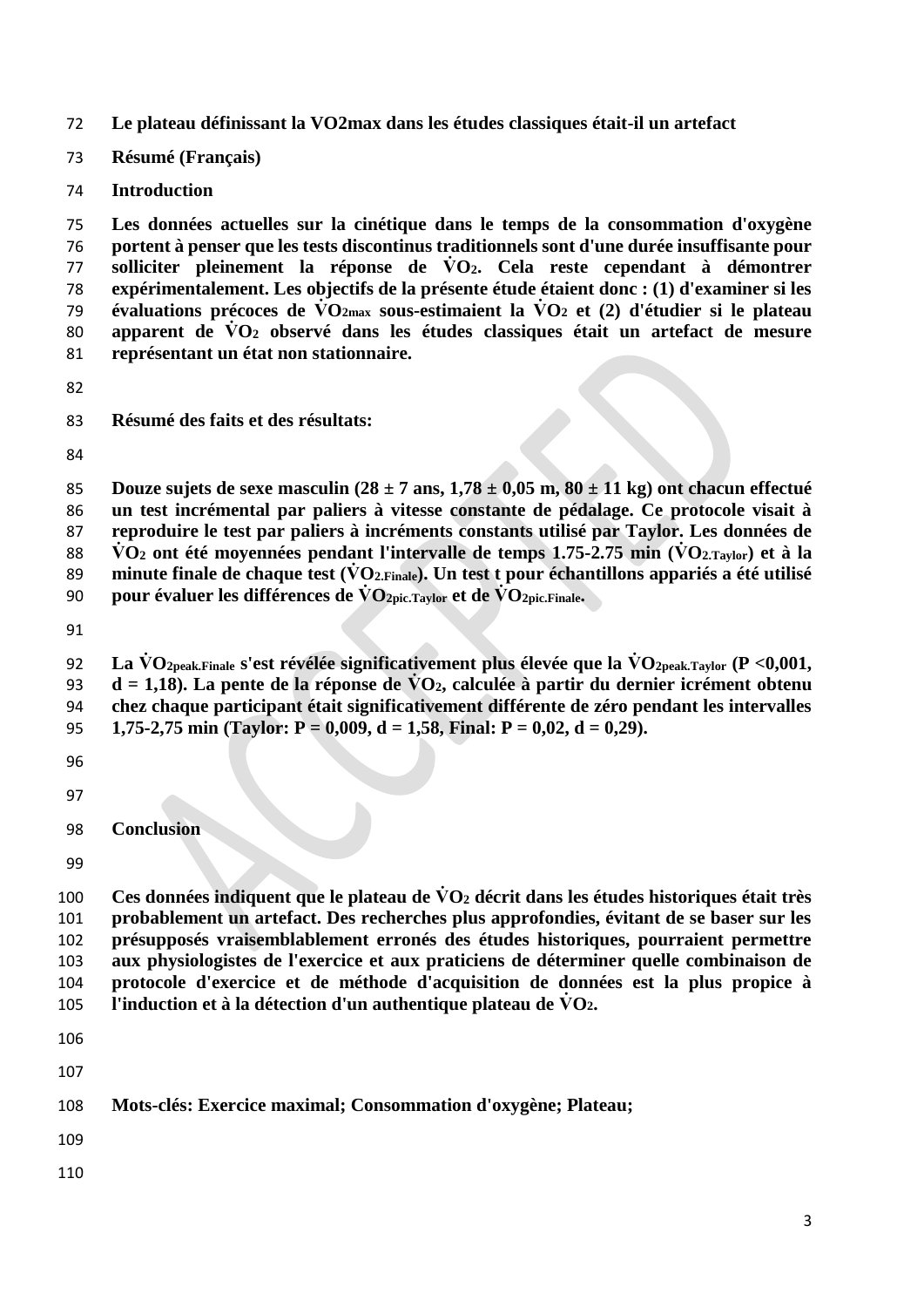**Le plateau définissant la VO2max dans les études classiques était-il un artefact**

**Résumé (Français)**

**Introduction**

**Les données actuelles sur la cinétique dans le temps de la consommation d'oxygène portent à penser que les tests discontinus traditionnels sont d'une durée insuffisante pour solliciter pleinement la réponse de $\dot{V}O_2$. Cela reste cependant à démontrer expérimentalement. Les objectifs de la présente étude étaient donc : (1) d'examiner si les évaluations précoces de $\dot{V}O_{2max}$ sous-estimaient la $\dot{V}O_2$ et (2) d'étudier si le plateau apparent de $\dot{V}O_2$ observé dans les études classiques était un artefact de mesure représentant un état non stationnaire.**

**Résumé des faits et des résultats:**

**Douze sujets de sexe masculin (28 ± 7 ans, 1,78 ± 0,05 m, 80 ± 11 kg) ont chacun effectué un test incrémental par paliers à vitesse constante de pédalage. Ce protocole visait à reproduire le test par paliers à incréments constants utilisé par Taylor. Les données de $\dot{V}O_2$ ont été moyennées pendant l'intervalle de temps 1.75-2.75 min ($\dot{V}O_{2.Taylor}$) et à la minute finale de chaque test ($\dot{V}O_{2.Finale}$). Un test t pour échantillons appariés a été utilisé pour évaluer les différences de $\dot{V}O_{2pic.Taylor}$ et de $\dot{V}O_{2pic.Finale}$.**

**La $\dot{V}O_{2peak.Finale}$ s'est révélée significativement plus élevée que la $\dot{V}O_{2peak.Taylor}$ ($P$ <0,001, $d$ = 1,18). La pente de la réponse de $\dot{V}O_2$, calculée à partir du dernier icrément obtenu chez chaque participant était significativement différente de zéro pendant les intervalles 1,75-2,75 min (Taylor: $P$ = 0,009, $d$ = 1,58, Final: $P$ = 0,02, $d$ = 0,29).**

**Conclusion**

**Ces données indiquent que le plateau de $\dot{V}O_2$ décrit dans les études historiques était très probablement un artefact. Des recherches plus approfondies, évitant de se baser sur les présupposés vraisemblablement erronés des études historiques, pourraient permettre aux physiologistes de l'exercice et aux praticiens de déterminer quelle combinaison de protocole d'exercice et de méthode d'acquisition de données est la plus propice à l'induction et à la détection d'un authentique plateau de $\dot{V}O_2$.**

**Mots-clés: Exercice maximal; Consommation d'oxygène; Plateau;**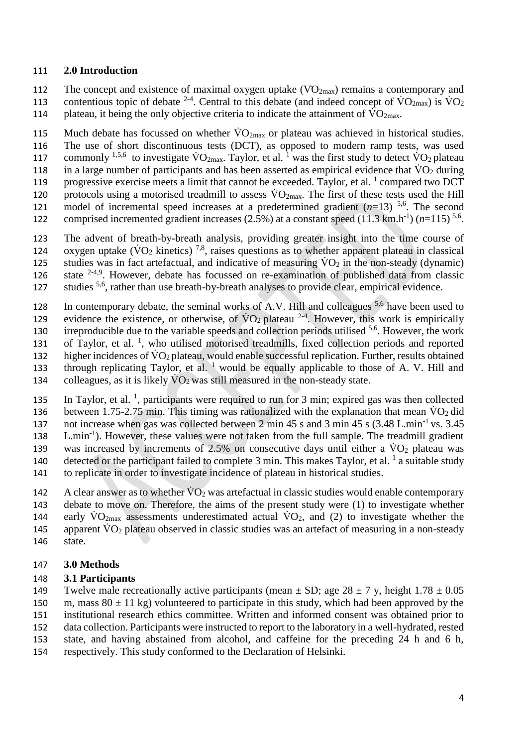## 2.0 Introduction

The concept and existence of maximal oxygen uptake ($\dot{V}O_{2max}$) remains a contemporary and contentious topic of debate [2-4]. Central to this debate (and indeed concept of $\dot{V}O_{2max}$) is $\dot{V}O_2$ plateau, it being the only objective criteria to indicate the attainment of $\dot{V}O_{2max}$.

Much debate has focussed on whether $\dot{V}O_{2max}$ or plateau was achieved in historical studies. The use of short discontinuous tests (DCT), as opposed to modern ramp tests, was used commonly [1,5,6] to investigate $\dot{V}O_{2max}$. Taylor, et al. [1] was the first study to detect $\dot{V}O_2$ plateau in a large number of participants and has been asserted as empirical evidence that $\dot{V}O_2$ during progressive exercise meets a limit that cannot be exceeded. Taylor, et al. [1] compared two DCT protocols using a motorised treadmill to assess $\dot{V}O_{2max}$. The first of these tests used the Hill model of incremental speed increases at a predetermined gradient ($n$=13) [5,6]. The second comprised incremented gradient increases (2.5%) at a constant speed (11.3 km.h$^{-1}$) ($n$=115) [5,6].

The advent of breath-by-breath analysis, providing greater insight into the time course of oxygen uptake ($\dot{V}O_2$ kinetics) [7,8], raises questions as to whether apparent plateau in classical studies was in fact artefactual, and indicative of measuring $\dot{V}O_2$ in the non-steady (dynamic) state [2-4,9]. However, debate has focussed on re-examination of published data from classic studies [5,6], rather than use breath-by-breath analyses to provide clear, empirical evidence.

In contemporary debate, the seminal works of A.V. Hill and colleagues [5,6] have been used to evidence the existence, or otherwise, of $\dot{V}O_2$ plateau [2-4]. However, this work is empirically irreproducible due to the variable speeds and collection periods utilised [5,6]. However, the work of Taylor, et al. [1], who utilised motorised treadmills, fixed collection periods and reported higher incidences of $\dot{V}O_2$ plateau, would enable successful replication. Further, results obtained through replicating Taylor, et al. [1] would be equally applicable to those of A. V. Hill and colleagues, as it is likely $\dot{V}O_2$ was still measured in the non-steady state.

In Taylor, et al. [1], participants were required to run for 3 min; expired gas was then collected between 1.75-2.75 min. This timing was rationalized with the explanation that mean $\dot{V}O_2$ did not increase when gas was collected between 2 min 45 s and 3 min 45 s (3.48 L.min$^{-1}$ vs. 3.45 L.min$^{-1}$). However, these values were not taken from the full sample. The treadmill gradient was increased by increments of 2.5% on consecutive days until either a $\dot{V}O_2$ plateau was detected or the participant failed to complete 3 min. This makes Taylor, et al. [1] a suitable study to replicate in order to investigate incidence of plateau in historical studies.

A clear answer as to whether $\dot{V}O_2$ was artefactual in classic studies would enable contemporary debate to move on. Therefore, the aims of the present study were (1) to investigate whether early $\dot{V}O_{2max}$ assessments underestimated actual $\dot{V}O_2$, and (2) to investigate whether the apparent $\dot{V}O_2$ plateau observed in classic studies was an artefact of measuring in a non-steady state.

## 3.0 Methods

### 3.1 Participants

Twelve male recreationally active participants (mean ± SD; age 28 ± 7 y, height 1.78 ± 0.05 m, mass 80 ± 11 kg) volunteered to participate in this study, which had been approved by the institutional research ethics committee. Written and informed consent was obtained prior to data collection. Participants were instructed to report to the laboratory in a well-hydrated, rested state, and having abstained from alcohol, and caffeine for the preceding 24 h and 6 h, respectively. This study conformed to the Declaration of Helsinki.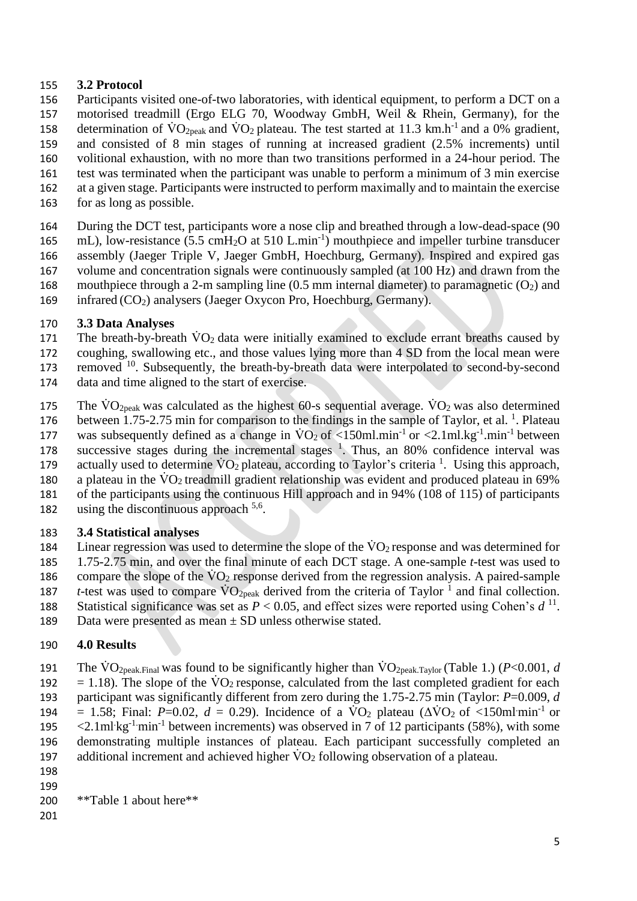### 3.2 Protocol

Participants visited one-of-two laboratories, with identical equipment, to perform a DCT on a motorised treadmill (Ergo ELG 70, Woodway GmbH, Weil & Rhein, Germany), for the determination of $\dot{V}O_{2peak}$ and $\dot{V}O_2$ plateau. The test started at 11.3 $km.h^{-1}$ and a 0% gradient, and consisted of 8 min stages of running at increased gradient (2.5% increments) until volitional exhaustion, with no more than two transitions performed in a 24-hour period. The test was terminated when the participant was unable to perform a minimum of 3 min exercise at a given stage. Participants were instructed to perform maximally and to maintain the exercise for as long as possible.

During the DCT test, participants wore a nose clip and breathed through a low-dead-space (90 mL), low-resistance (5.5 $cmH_2O$ at 510 $L.min^{-1}$) mouthpiece and impeller turbine transducer assembly (Jaeger Triple V, Jaeger GmbH, Hoechburg, Germany). Inspired and expired gas volume and concentration signals were continuously sampled (at 100 Hz) and drawn from the mouthpiece through a 2-m sampling line (0.5 mm internal diameter) to paramagnetic ($O_2$) and infrared ($CO_2$) analysers (Jaeger Oxycon Pro, Hoechburg, Germany).

### 3.3 Data Analyses

The breath-by-breath $\dot{V}O_2$ data were initially examined to exclude errant breaths caused by coughing, swallowing etc., and those values lying more than 4 SD from the local mean were removed [10]. Subsequently, the breath-by-breath data were interpolated to second-by-second data and time aligned to the start of exercise.

The $\dot{V}O_{2peak}$ was calculated as the highest 60-s sequential average. $\dot{V}O_2$ was also determined between 1.75-2.75 min for comparison to the findings in the sample of Taylor, et al. [1]. Plateau was subsequently defined as a change in $\dot{V}O_2$ of <150$ml.min^{-1}$ or <2.1$ml.kg^{-1}.min^{-1}$ between successive stages during the incremental stages [1]. Thus, an 80% confidence interval was actually used to determine $\dot{V}O_2$ plateau, according to Taylor's criteria [1]. Using this approach, a plateau in the $\dot{V}O_2$ treadmill gradient relationship was evident and produced plateau in 69% of the participants using the continuous Hill approach and in 94% (108 of 115) of participants using the discontinuous approach [5,6].

### 3.4 Statistical analyses

Linear regression was used to determine the slope of the $\dot{V}O_2$ response and was determined for 1.75-2.75 min, and over the final minute of each DCT stage. A one-sample *t*-test was used to compare the slope of the $\dot{V}O_2$ response derived from the regression analysis. A paired-sample *t*-test was used to compare $\dot{V}O_{2peak}$ derived from the criteria of Taylor [1] and final collection. Statistical significance was set as $P < 0.05$, and effect sizes were reported using Cohen's $d$ [11]. Data were presented as mean ± SD unless otherwise stated.

## 4.0 Results

The $\dot{V}O_{2peak.Final}$ was found to be significantly higher than $\dot{V}O_{2peak.Taylor}$ (Table 1.) ($P$<0.001, $d$ = 1.18). The slope of the $\dot{V}O_2$ response, calculated from the last completed gradient for each participant was significantly different from zero during the 1.75-2.75 min (Taylor: $P$=0.009, $d$ = 1.58; Final: $P$=0.02, $d$ = 0.29). Incidence of a $\dot{V}O_2$ plateau ($\Delta\dot{V}O_2$ of <150$ml{\cdot}min^{-1}$ or <2.1$ml{\cdot}kg^{-1}{\cdot}min^{-1}$ between increments) was observed in 7 of 12 participants (58%), with some demonstrating multiple instances of plateau. Each participant successfully completed an additional increment and achieved higher $\dot{V}O_2$ following observation of a plateau.

**Table 1 about here**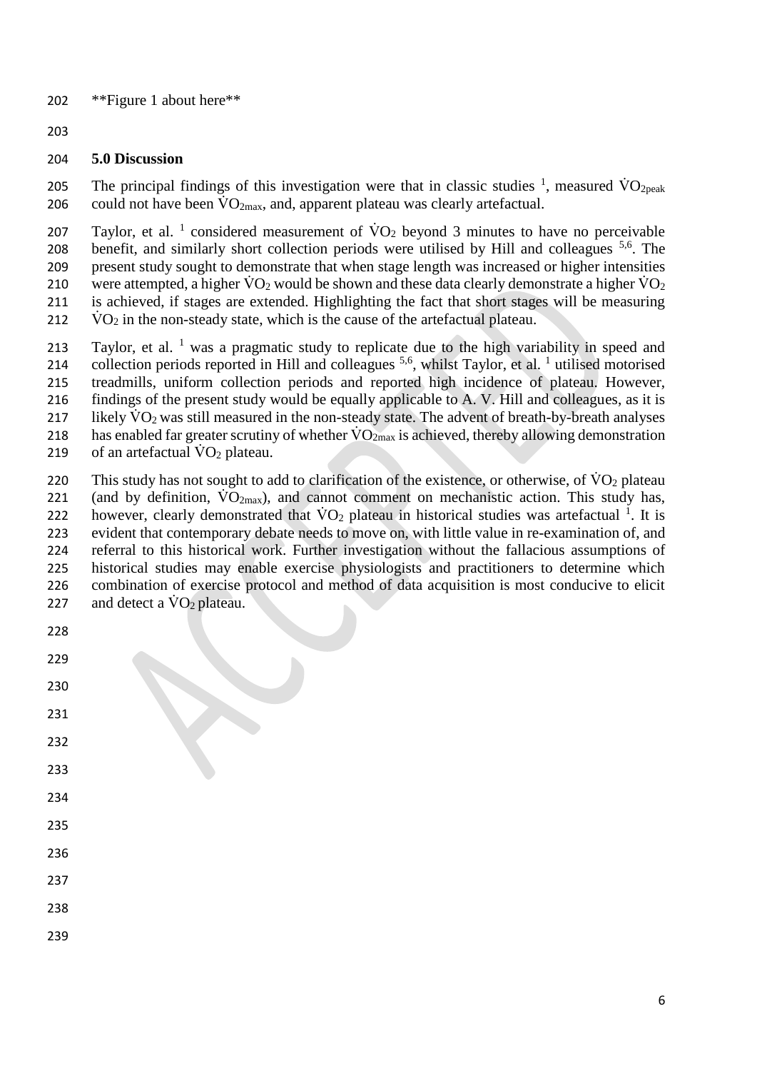**Figure 1 about here**

## 5.0 Discussion

The principal findings of this investigation were that in classic studies [1], measured $\dot{V}O_{2peak}$ could not have been $\dot{V}O_{2max}$, and, apparent plateau was clearly artefactual.

Taylor, et al. [1] considered measurement of $\dot{V}O_2$ beyond 3 minutes to have no perceivable benefit, and similarly short collection periods were utilised by Hill and colleagues [5,6]. The present study sought to demonstrate that when stage length was increased or higher intensities were attempted, a higher $\dot{V}O_2$ would be shown and these data clearly demonstrate a higher $\dot{V}O_2$ is achieved, if stages are extended. Highlighting the fact that short stages will be measuring $\dot{V}O_2$ in the non-steady state, which is the cause of the artefactual plateau.

Taylor, et al. [1] was a pragmatic study to replicate due to the high variability in speed and collection periods reported in Hill and colleagues [5,6], whilst Taylor, et al. [1] utilised motorised treadmills, uniform collection periods and reported high incidence of plateau. However, findings of the present study would be equally applicable to A. V. Hill and colleagues, as it is likely $\dot{V}O_2$ was still measured in the non-steady state. The advent of breath-by-breath analyses has enabled far greater scrutiny of whether $\dot{V}O_{2max}$ is achieved, thereby allowing demonstration of an artefactual $\dot{V}O_2$ plateau.

This study has not sought to add to clarification of the existence, or otherwise, of $\dot{V}O_2$ plateau (and by definition, $\dot{V}O_{2max}$), and cannot comment on mechanistic action. This study has, however, clearly demonstrated that $\dot{V}O_2$ plateau in historical studies was artefactual [1]. It is evident that contemporary debate needs to move on, with little value in re-examination of, and referral to this historical work. Further investigation without the fallacious assumptions of historical studies may enable exercise physiologists and practitioners to determine which combination of exercise protocol and method of data acquisition is most conducive to elicit and detect a $\dot{V}O_2$ plateau.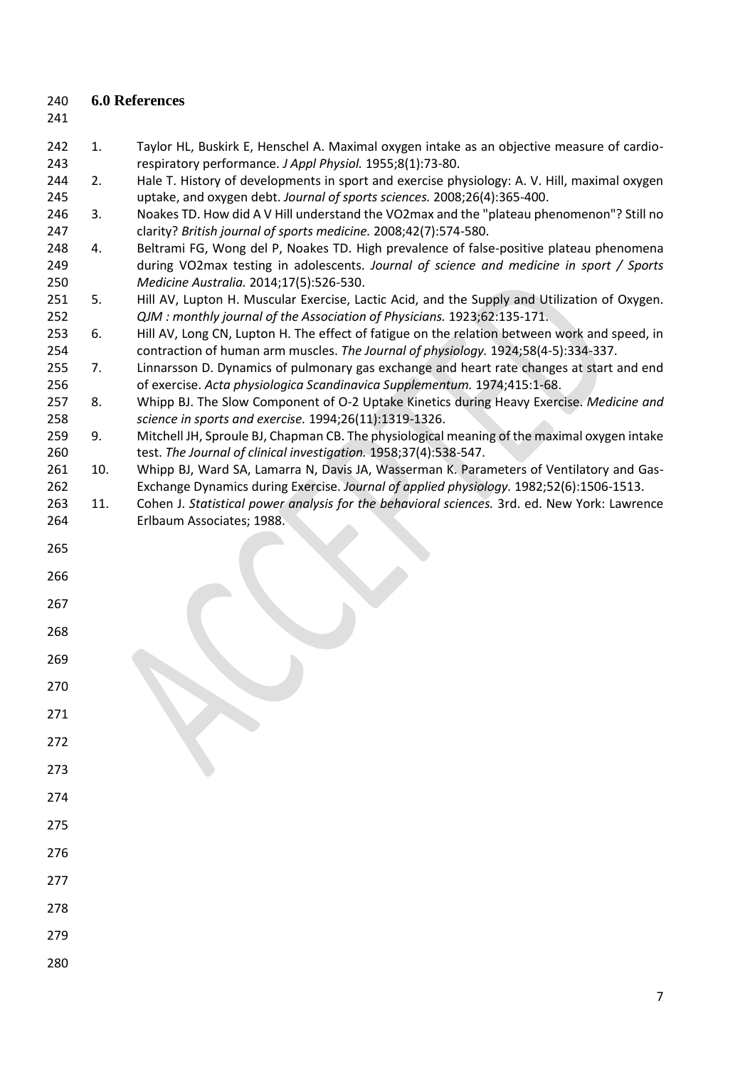## 6.0 References

1. Taylor HL, Buskirk E, Henschel A. Maximal oxygen intake as an objective measure of cardio-respiratory performance. *J Appl Physiol.* 1955;8(1):73-80.
2. Hale T. History of developments in sport and exercise physiology: A. V. Hill, maximal oxygen uptake, and oxygen debt. *Journal of sports sciences.* 2008;26(4):365-400.
3. Noakes TD. How did A V Hill understand the VO2max and the "plateau phenomenon"? Still no clarity? *British journal of sports medicine.* 2008;42(7):574-580.
4. Beltrami FG, Wong del P, Noakes TD. High prevalence of false-positive plateau phenomena during VO2max testing in adolescents. *Journal of science and medicine in sport / Sports Medicine Australia.* 2014;17(5):526-530.
5. Hill AV, Lupton H. Muscular Exercise, Lactic Acid, and the Supply and Utilization of Oxygen. *QJM : monthly journal of the Association of Physicians.* 1923;62:135-171.
6. Hill AV, Long CN, Lupton H. The effect of fatigue on the relation between work and speed, in contraction of human arm muscles. *The Journal of physiology.* 1924;58(4-5):334-337.
7. Linnarsson D. Dynamics of pulmonary gas exchange and heart rate changes at start and end of exercise. *Acta physiologica Scandinavica Supplementum.* 1974;415:1-68.
8. Whipp BJ. The Slow Component of O-2 Uptake Kinetics during Heavy Exercise. *Medicine and science in sports and exercise.* 1994;26(11):1319-1326.
9. Mitchell JH, Sproule BJ, Chapman CB. The physiological meaning of the maximal oxygen intake test. *The Journal of clinical investigation.* 1958;37(4):538-547.
10. Whipp BJ, Ward SA, Lamarra N, Davis JA, Wasserman K. Parameters of Ventilatory and Gas-Exchange Dynamics during Exercise. *Journal of applied physiology.* 1982;52(6):1506-1513.
11. Cohen J. *Statistical power analysis for the behavioral sciences.* 3rd. ed. New York: Lawrence Erlbaum Associates; 1988.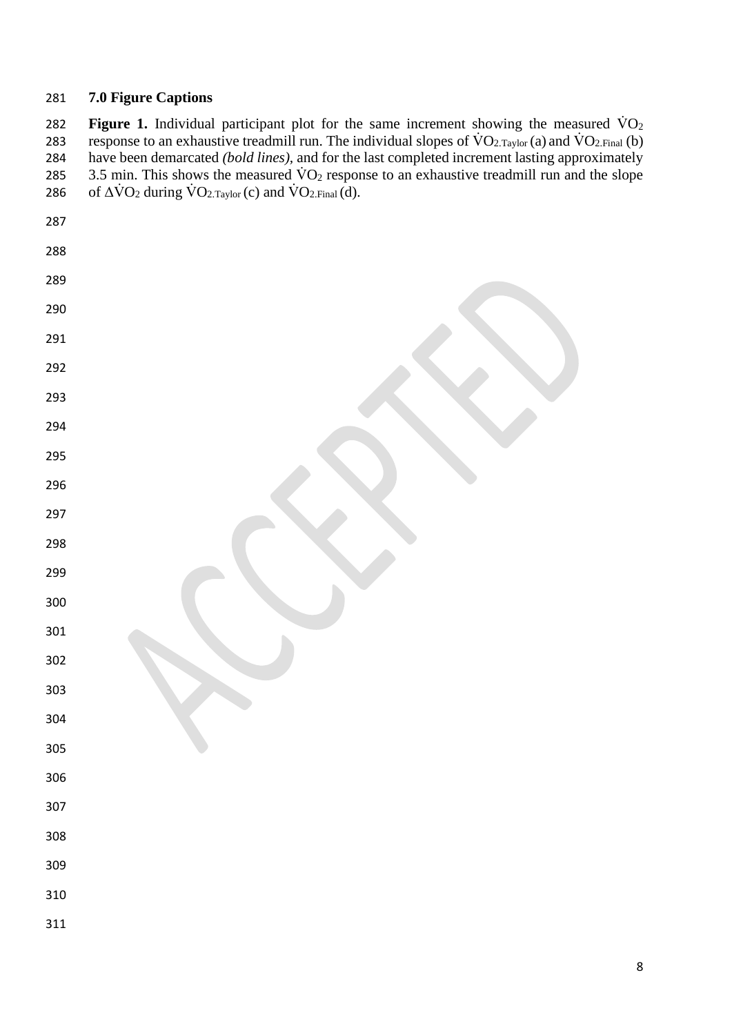## 7.0 Figure Captions

**Figure 1.** Individual participant plot for the same increment showing the measured $\dot{V}O_2$ response to an exhaustive treadmill run. The individual slopes of $\dot{V}O_{2.Taylor}$ (a) and $\dot{V}O_{2.Final}$ (b) have been demarcated *(bold lines)*, and for the last completed increment lasting approximately 3.5 min. This shows the measured $\dot{V}O_2$ response to an exhaustive treadmill run and the slope of $\Delta\dot{V}O_2$ during $\dot{V}O_{2.Taylor}$ (c) and $\dot{V}O_{2.Final}$ (d).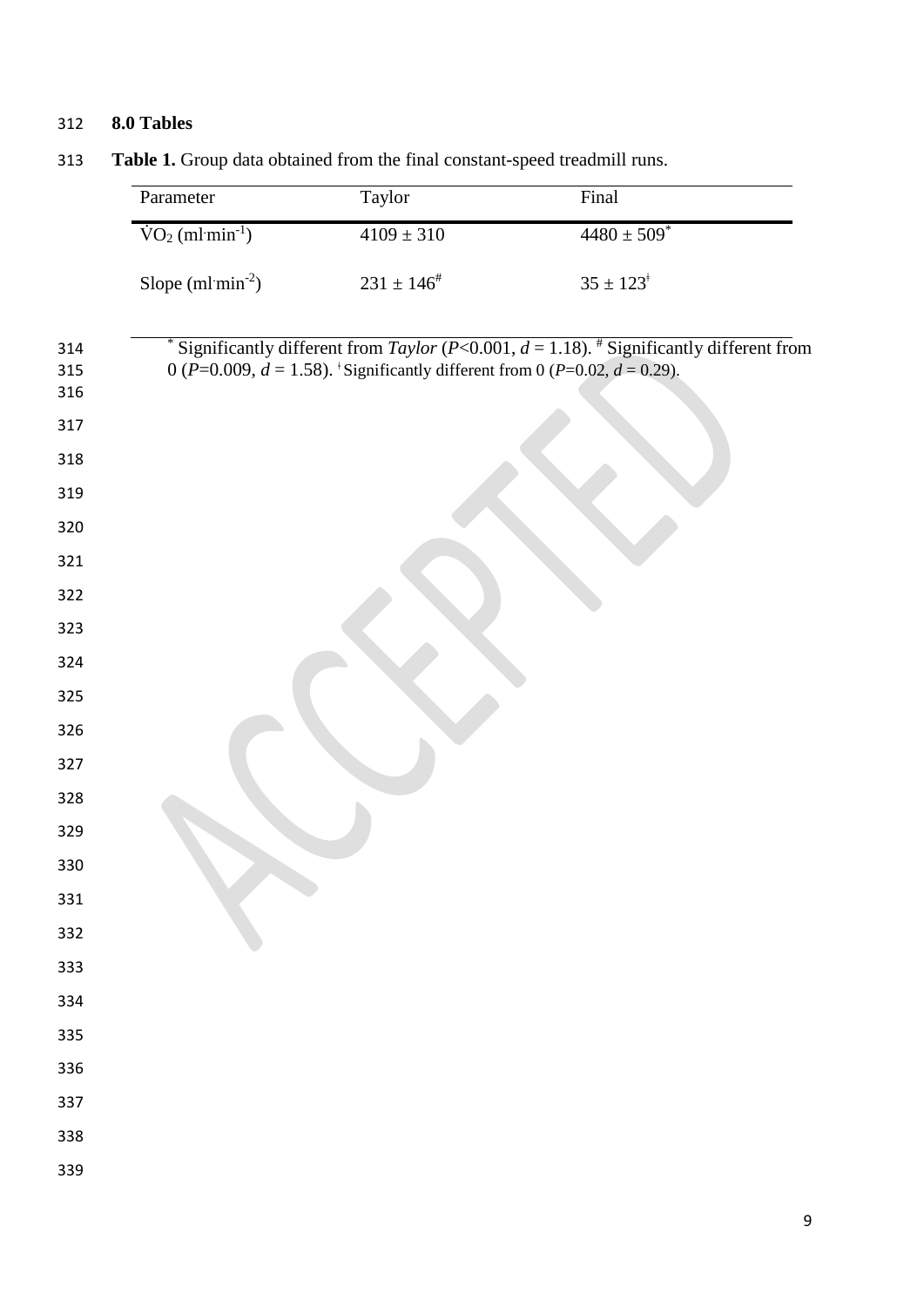## 8.0 Tables

**Table 1.** Group data obtained from the final constant-speed treadmill runs.

| Parameter | Taylor | Final |
|---|---|---|
| $\dot{V}O_2$ (ml·min$^{-1}$) | 4109 ± 310 | 4480 ± 509* |
| Slope (ml·min$^{-2}$) | 231 ± 146# | 35 ± 123ǂ |

* Significantly different from *Taylor* ($P$<0.001, $d$ = 1.18). # Significantly different from 0 ($P$=0.009, $d$ = 1.58). ǂ Significantly different from 0 ($P$=0.02, $d$ = 0.29).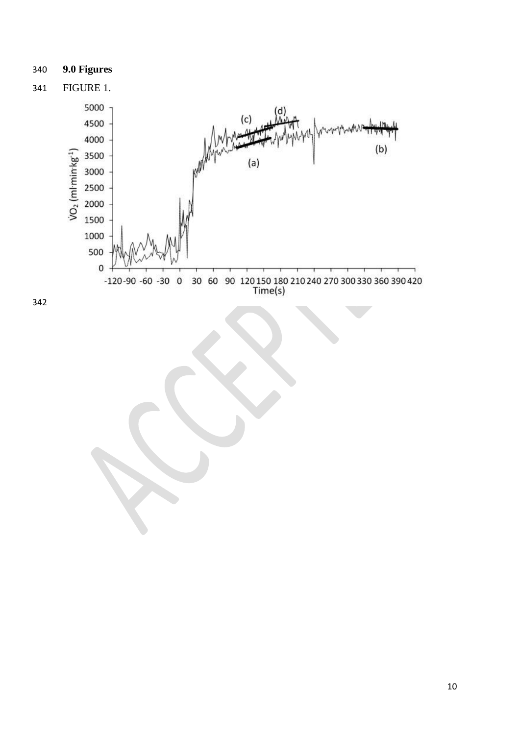## 9.0 Figures

FIGURE 1.

$\dot{V}O_2$ (ml·min·kg⁻¹)

5000
4500
4000
3500
3000
2500
2000
1500
1000
500
0

-120 -90 -60 -30 0 30 60 90 120 150 180 210 240 270 300 330 360 390 420

Time(s)

(a)
(b)
(c)
(d)